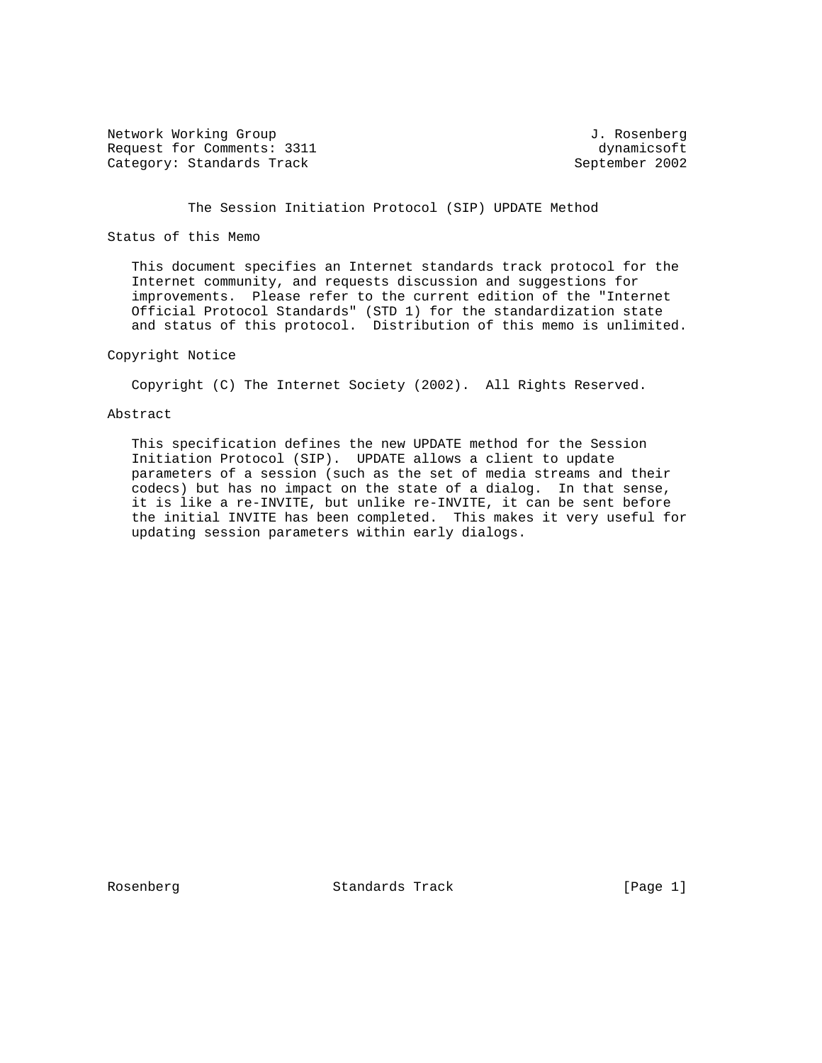Network Working Group J. Rosenberg
Request for Comments: 3311 dynamicsoft
Category: Standards Track September 2002

# The Session Initiation Protocol (SIP) UPDATE Method

## Status of this Memo

This document specifies an Internet standards track protocol for the Internet community, and requests discussion and suggestions for improvements. Please refer to the current edition of the "Internet Official Protocol Standards" (STD 1) for the standardization state and status of this protocol. Distribution of this memo is unlimited.

## Copyright Notice

Copyright (C) The Internet Society (2002). All Rights Reserved.

## Abstract

This specification defines the new UPDATE method for the Session Initiation Protocol (SIP). UPDATE allows a client to update parameters of a session (such as the set of media streams and their codecs) but has no impact on the state of a dialog. In that sense, it is like a re-INVITE, but unlike re-INVITE, it can be sent before the initial INVITE has been completed. This makes it very useful for updating session parameters within early dialogs.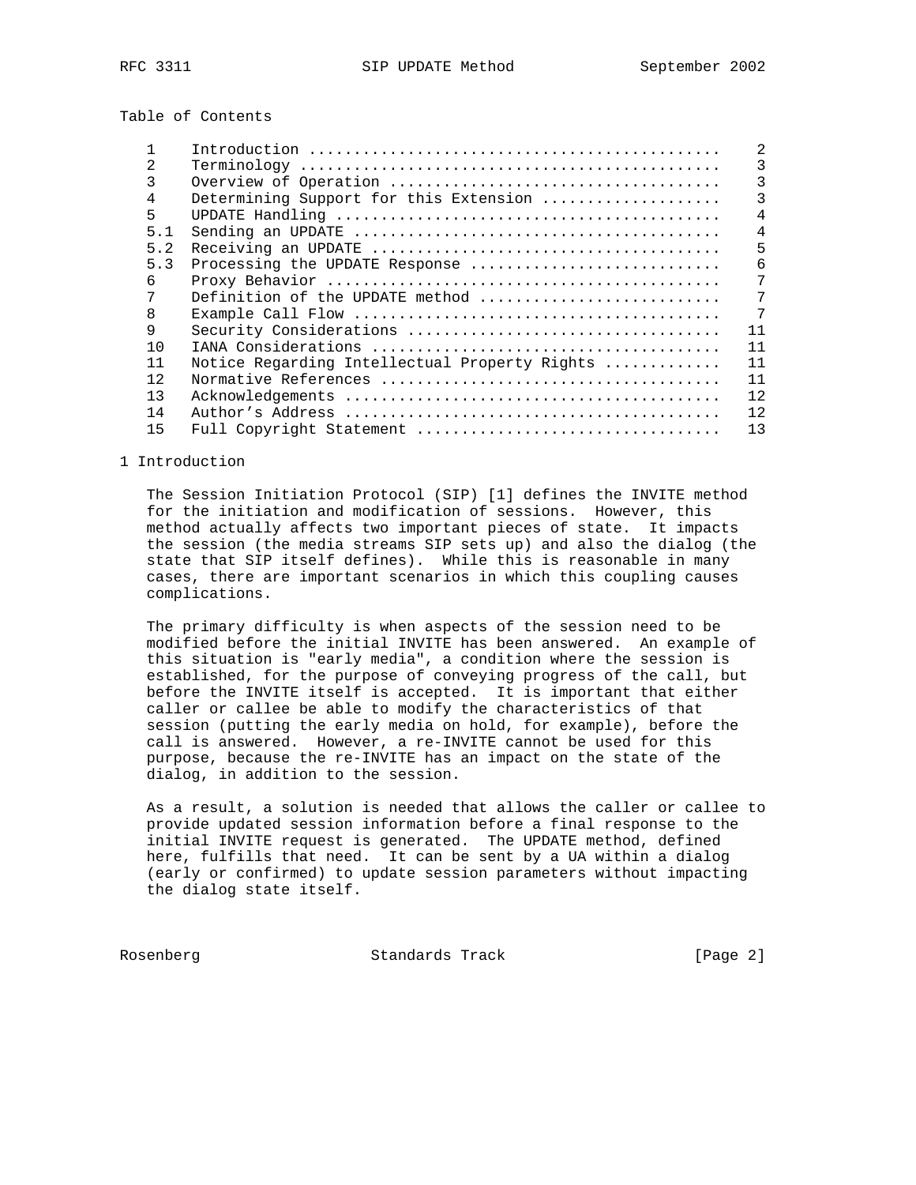Table of Contents

| | | |
|---|---|---|
| 1 | Introduction | 2 |
| 2 | Terminology | 3 |
| 3 | Overview of Operation | 3 |
| 4 | Determining Support for this Extension | 3 |
| 5 | UPDATE Handling | 4 |
| 5.1 | Sending an UPDATE | 4 |
| 5.2 | Receiving an UPDATE | 5 |
| 5.3 | Processing the UPDATE Response | 6 |
| 6 | Proxy Behavior | 7 |
| 7 | Definition of the UPDATE method | 7 |
| 8 | Example Call Flow | 7 |
| 9 | Security Considerations | 11 |
| 10 | IANA Considerations | 11 |
| 11 | Notice Regarding Intellectual Property Rights | 11 |
| 12 | Normative References | 11 |
| 13 | Acknowledgements | 12 |
| 14 | Author's Address | 12 |
| 15 | Full Copyright Statement | 13 |

# 1 Introduction

The Session Initiation Protocol (SIP) [1] defines the INVITE method for the initiation and modification of sessions. However, this method actually affects two important pieces of state. It impacts the session (the media streams SIP sets up) and also the dialog (the state that SIP itself defines). While this is reasonable in many cases, there are important scenarios in which this coupling causes complications.

The primary difficulty is when aspects of the session need to be modified before the initial INVITE has been answered. An example of this situation is "early media", a condition where the session is established, for the purpose of conveying progress of the call, but before the INVITE itself is accepted. It is important that either caller or callee be able to modify the characteristics of that session (putting the early media on hold, for example), before the call is answered. However, a re-INVITE cannot be used for this purpose, because the re-INVITE has an impact on the state of the dialog, in addition to the session.

As a result, a solution is needed that allows the caller or callee to provide updated session information before a final response to the initial INVITE request is generated. The UPDATE method, defined here, fulfills that need. It can be sent by a UA within a dialog (early or confirmed) to update session parameters without impacting the dialog state itself.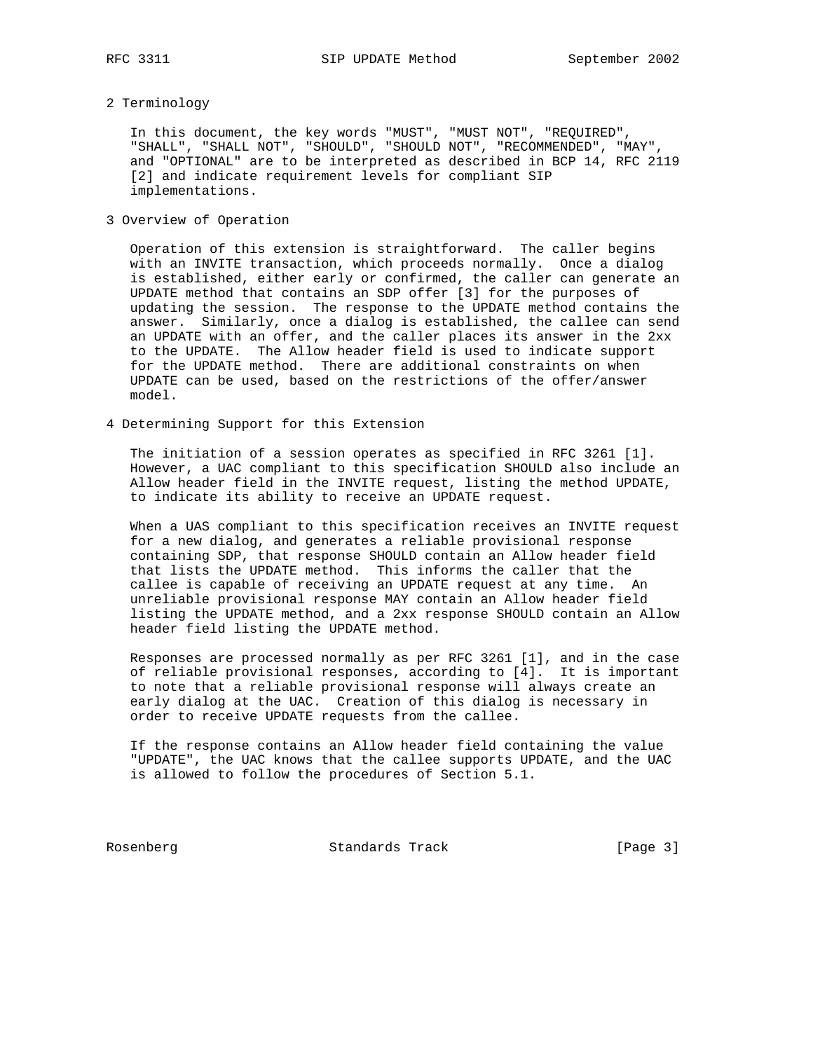## 2 Terminology

In this document, the key words "MUST", "MUST NOT", "REQUIRED", "SHALL", "SHALL NOT", "SHOULD", "SHOULD NOT", "RECOMMENDED", "MAY", and "OPTIONAL" are to be interpreted as described in BCP 14, RFC 2119 [2] and indicate requirement levels for compliant SIP implementations.

## 3 Overview of Operation

Operation of this extension is straightforward. The caller begins with an INVITE transaction, which proceeds normally. Once a dialog is established, either early or confirmed, the caller can generate an UPDATE method that contains an SDP offer [3] for the purposes of updating the session. The response to the UPDATE method contains the answer. Similarly, once a dialog is established, the callee can send an UPDATE with an offer, and the caller places its answer in the 2xx to the UPDATE. The Allow header field is used to indicate support for the UPDATE method. There are additional constraints on when UPDATE can be used, based on the restrictions of the offer/answer model.

## 4 Determining Support for this Extension

The initiation of a session operates as specified in RFC 3261 [1]. However, a UAC compliant to this specification SHOULD also include an Allow header field in the INVITE request, listing the method UPDATE, to indicate its ability to receive an UPDATE request.

When a UAS compliant to this specification receives an INVITE request for a new dialog, and generates a reliable provisional response containing SDP, that response SHOULD contain an Allow header field that lists the UPDATE method. This informs the caller that the callee is capable of receiving an UPDATE request at any time. An unreliable provisional response MAY contain an Allow header field listing the UPDATE method, and a 2xx response SHOULD contain an Allow header field listing the UPDATE method.

Responses are processed normally as per RFC 3261 [1], and in the case of reliable provisional responses, according to [4]. It is important to note that a reliable provisional response will always create an early dialog at the UAC. Creation of this dialog is necessary in order to receive UPDATE requests from the callee.

If the response contains an Allow header field containing the value "UPDATE", the UAC knows that the callee supports UPDATE, and the UAC is allowed to follow the procedures of Section 5.1.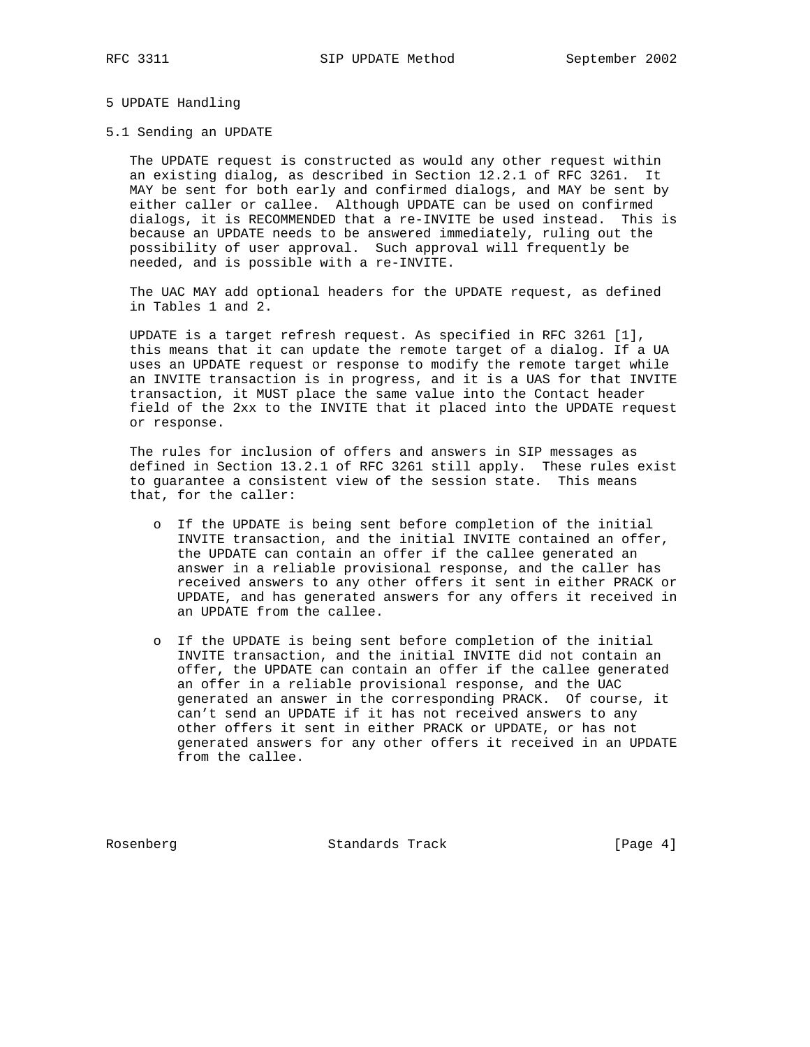# 5 UPDATE Handling

## 5.1 Sending an UPDATE

The UPDATE request is constructed as would any other request within an existing dialog, as described in Section 12.2.1 of RFC 3261. It MAY be sent for both early and confirmed dialogs, and MAY be sent by either caller or callee. Although UPDATE can be used on confirmed dialogs, it is RECOMMENDED that a re-INVITE be used instead. This is because an UPDATE needs to be answered immediately, ruling out the possibility of user approval. Such approval will frequently be needed, and is possible with a re-INVITE.

The UAC MAY add optional headers for the UPDATE request, as defined in Tables 1 and 2.

UPDATE is a target refresh request. As specified in RFC 3261 [1], this means that it can update the remote target of a dialog. If a UA uses an UPDATE request or response to modify the remote target while an INVITE transaction is in progress, and it is a UAS for that INVITE transaction, it MUST place the same value into the Contact header field of the 2xx to the INVITE that it placed into the UPDATE request or response.

The rules for inclusion of offers and answers in SIP messages as defined in Section 13.2.1 of RFC 3261 still apply. These rules exist to guarantee a consistent view of the session state. This means that, for the caller:

- If the UPDATE is being sent before completion of the initial INVITE transaction, and the initial INVITE contained an offer, the UPDATE can contain an offer if the callee generated an answer in a reliable provisional response, and the caller has received answers to any other offers it sent in either PRACK or UPDATE, and has generated answers for any offers it received in an UPDATE from the callee.

- If the UPDATE is being sent before completion of the initial INVITE transaction, and the initial INVITE did not contain an offer, the UPDATE can contain an offer if the callee generated an offer in a reliable provisional response, and the UAC generated an answer in the corresponding PRACK. Of course, it can't send an UPDATE if it has not received answers to any other offers it sent in either PRACK or UPDATE, or has not generated answers for any other offers it received in an UPDATE from the callee.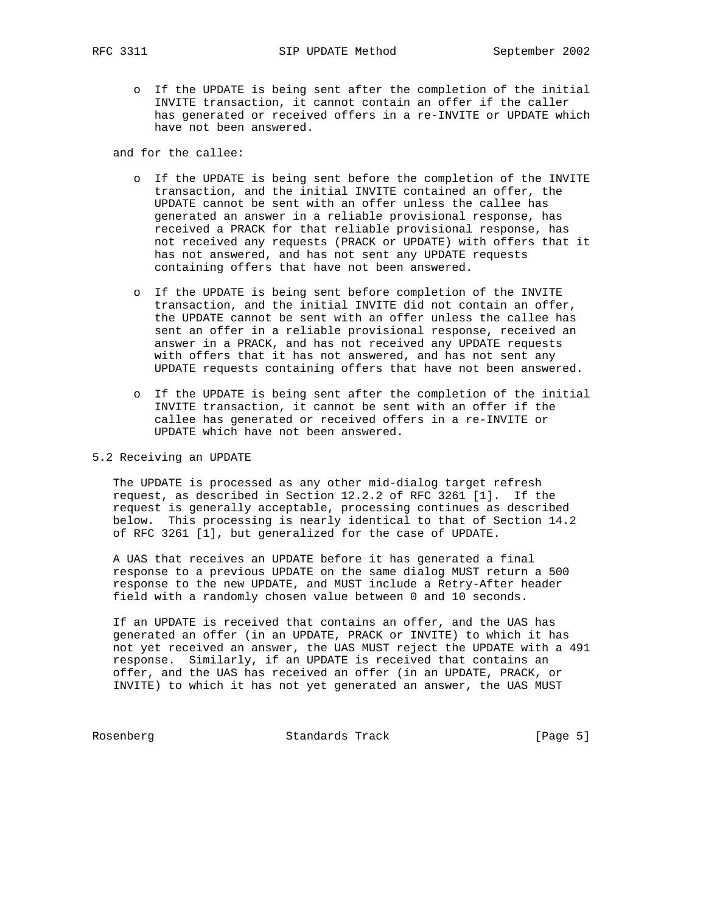- If the UPDATE is being sent after the completion of the initial INVITE transaction, it cannot contain an offer if the caller has generated or received offers in a re-INVITE or UPDATE which have not been answered.

and for the callee:

- If the UPDATE is being sent before the completion of the INVITE transaction, and the initial INVITE contained an offer, the UPDATE cannot be sent with an offer unless the callee has generated an answer in a reliable provisional response, has received a PRACK for that reliable provisional response, has not received any requests (PRACK or UPDATE) with offers that it has not answered, and has not sent any UPDATE requests containing offers that have not been answered.

- If the UPDATE is being sent before completion of the INVITE transaction, and the initial INVITE did not contain an offer, the UPDATE cannot be sent with an offer unless the callee has sent an offer in a reliable provisional response, received an answer in a PRACK, and has not received any UPDATE requests with offers that it has not answered, and has not sent any UPDATE requests containing offers that have not been answered.

- If the UPDATE is being sent after the completion of the initial INVITE transaction, it cannot be sent with an offer if the callee has generated or received offers in a re-INVITE or UPDATE which have not been answered.

## 5.2 Receiving an UPDATE

The UPDATE is processed as any other mid-dialog target refresh request, as described in Section 12.2.2 of RFC 3261 [1]. If the request is generally acceptable, processing continues as described below. This processing is nearly identical to that of Section 14.2 of RFC 3261 [1], but generalized for the case of UPDATE.

A UAS that receives an UPDATE before it has generated a final response to a previous UPDATE on the same dialog MUST return a 500 response to the new UPDATE, and MUST include a Retry-After header field with a randomly chosen value between 0 and 10 seconds.

If an UPDATE is received that contains an offer, and the UAS has generated an offer (in an UPDATE, PRACK or INVITE) to which it has not yet received an answer, the UAS MUST reject the UPDATE with a 491 response. Similarly, if an UPDATE is received that contains an offer, and the UAS has received an offer (in an UPDATE, PRACK, or INVITE) to which it has not yet generated an answer, the UAS MUST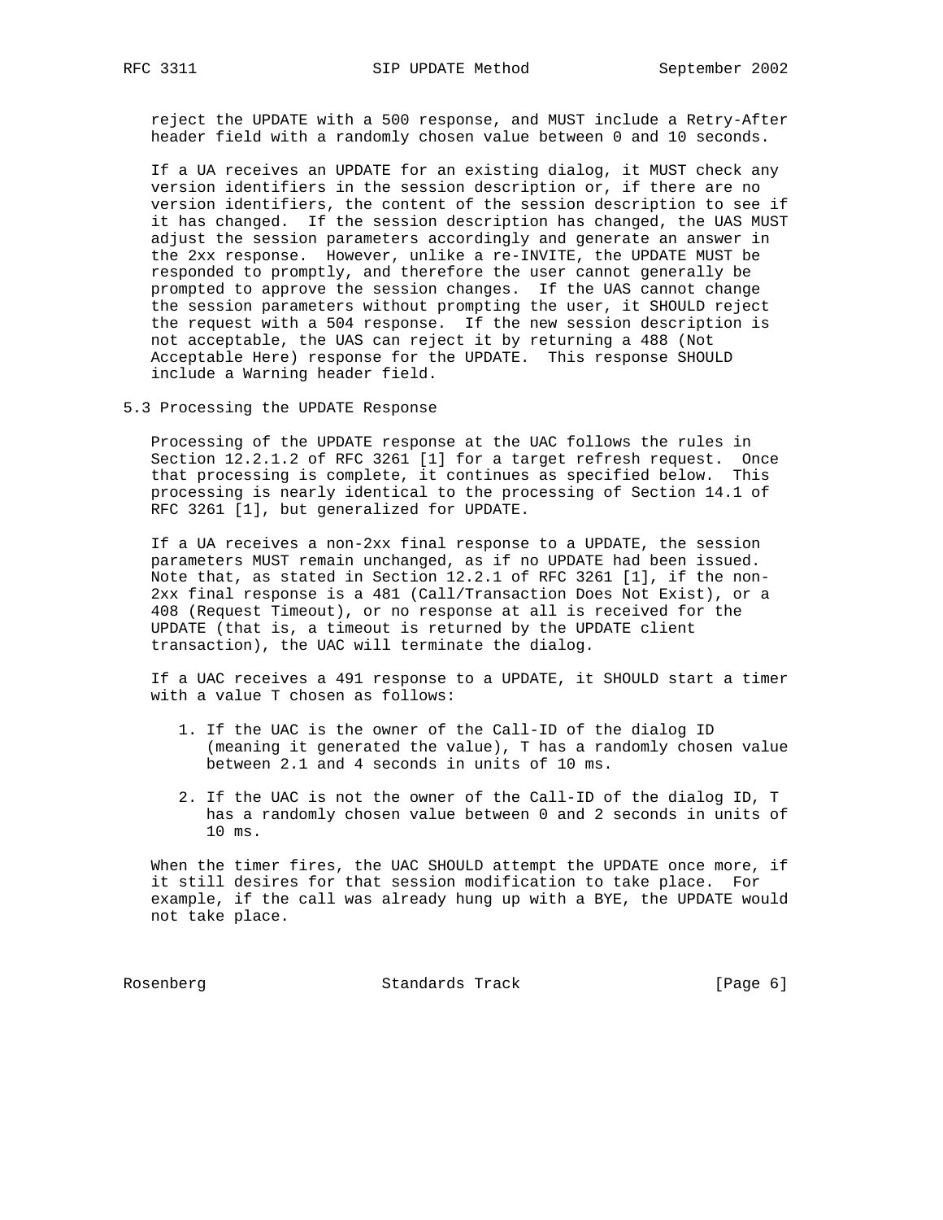reject the UPDATE with a 500 response, and MUST include a Retry-After header field with a randomly chosen value between 0 and 10 seconds.

If a UA receives an UPDATE for an existing dialog, it MUST check any version identifiers in the session description or, if there are no version identifiers, the content of the session description to see if it has changed. If the session description has changed, the UAS MUST adjust the session parameters accordingly and generate an answer in the 2xx response. However, unlike a re-INVITE, the UPDATE MUST be responded to promptly, and therefore the user cannot generally be prompted to approve the session changes. If the UAS cannot change the session parameters without prompting the user, it SHOULD reject the request with a 504 response. If the new session description is not acceptable, the UAS can reject it by returning a 488 (Not Acceptable Here) response for the UPDATE. This response SHOULD include a Warning header field.

### 5.3 Processing the UPDATE Response

Processing of the UPDATE response at the UAC follows the rules in Section 12.2.1.2 of RFC 3261 [1] for a target refresh request. Once that processing is complete, it continues as specified below. This processing is nearly identical to the processing of Section 14.1 of RFC 3261 [1], but generalized for UPDATE.

If a UA receives a non-2xx final response to a UPDATE, the session parameters MUST remain unchanged, as if no UPDATE had been issued. Note that, as stated in Section 12.2.1 of RFC 3261 [1], if the non-2xx final response is a 481 (Call/Transaction Does Not Exist), or a 408 (Request Timeout), or no response at all is received for the UPDATE (that is, a timeout is returned by the UPDATE client transaction), the UAC will terminate the dialog.

If a UAC receives a 491 response to a UPDATE, it SHOULD start a timer with a value T chosen as follows:

1. If the UAC is the owner of the Call-ID of the dialog ID (meaning it generated the value), T has a randomly chosen value between 2.1 and 4 seconds in units of 10 ms.

2. If the UAC is not the owner of the Call-ID of the dialog ID, T has a randomly chosen value between 0 and 2 seconds in units of 10 ms.

When the timer fires, the UAC SHOULD attempt the UPDATE once more, if it still desires for that session modification to take place. For example, if the call was already hung up with a BYE, the UPDATE would not take place.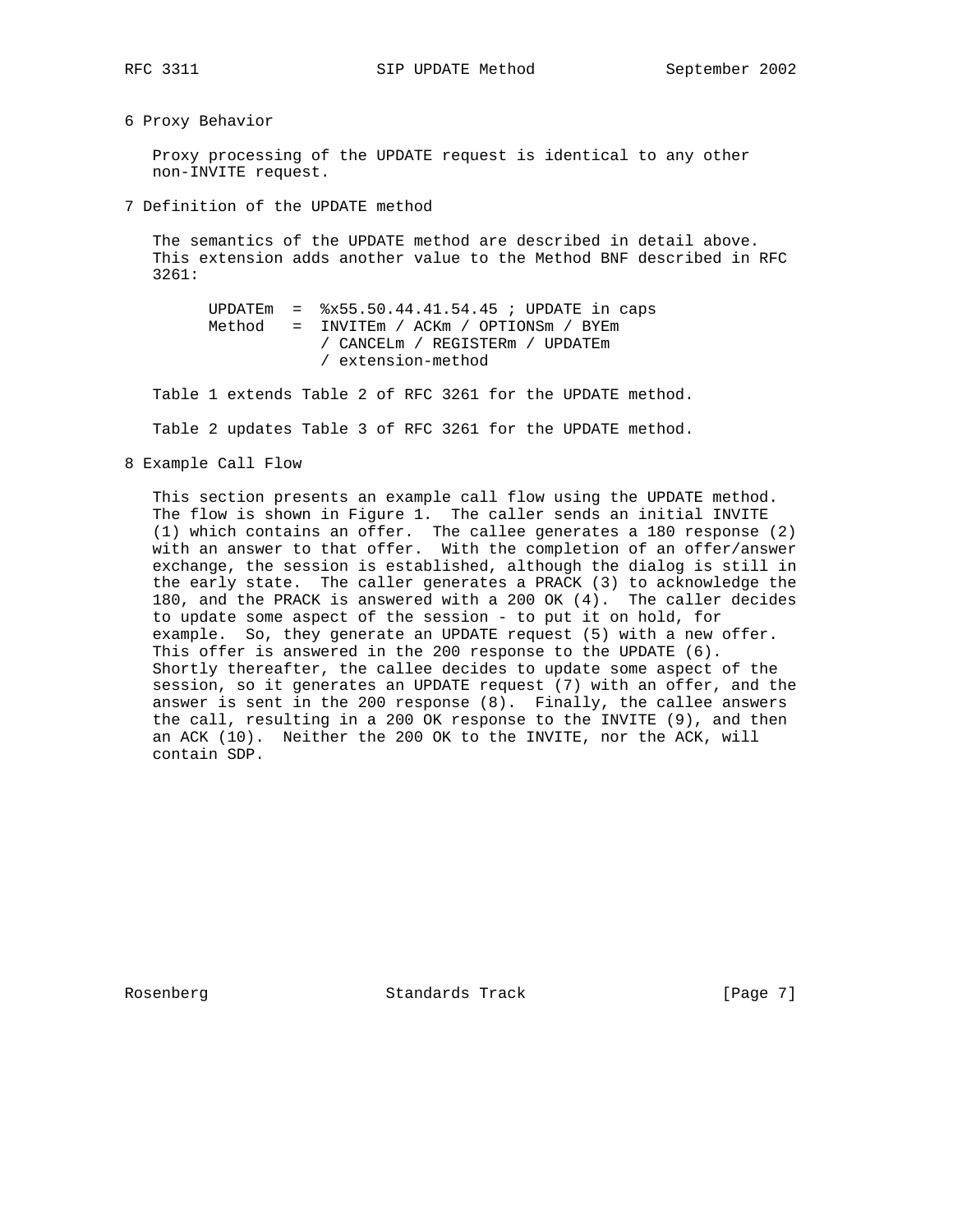## 6 Proxy Behavior

Proxy processing of the UPDATE request is identical to any other non-INVITE request.

## 7 Definition of the UPDATE method

The semantics of the UPDATE method are described in detail above. This extension adds another value to the Method BNF described in RFC 3261:

```
UPDATEm  =  %x55.50.44.41.54.45 ; UPDATE in caps
Method   =  INVITEm / ACKm / OPTIONSm / BYEm
            / CANCELm / REGISTERm / UPDATEm
            / extension-method
```

Table 1 extends Table 2 of RFC 3261 for the UPDATE method.

Table 2 updates Table 3 of RFC 3261 for the UPDATE method.

## 8 Example Call Flow

This section presents an example call flow using the UPDATE method. The flow is shown in Figure 1. The caller sends an initial INVITE (1) which contains an offer. The callee generates a 180 response (2) with an answer to that offer. With the completion of an offer/answer exchange, the session is established, although the dialog is still in the early state. The caller generates a PRACK (3) to acknowledge the 180, and the PRACK is answered with a 200 OK (4). The caller decides to update some aspect of the session - to put it on hold, for example. So, they generate an UPDATE request (5) with a new offer. This offer is answered in the 200 response to the UPDATE (6). Shortly thereafter, the callee decides to update some aspect of the session, so it generates an UPDATE request (7) with an offer, and the answer is sent in the 200 response (8). Finally, the callee answers the call, resulting in a 200 OK response to the INVITE (9), and then an ACK (10). Neither the 200 OK to the INVITE, nor the ACK, will contain SDP.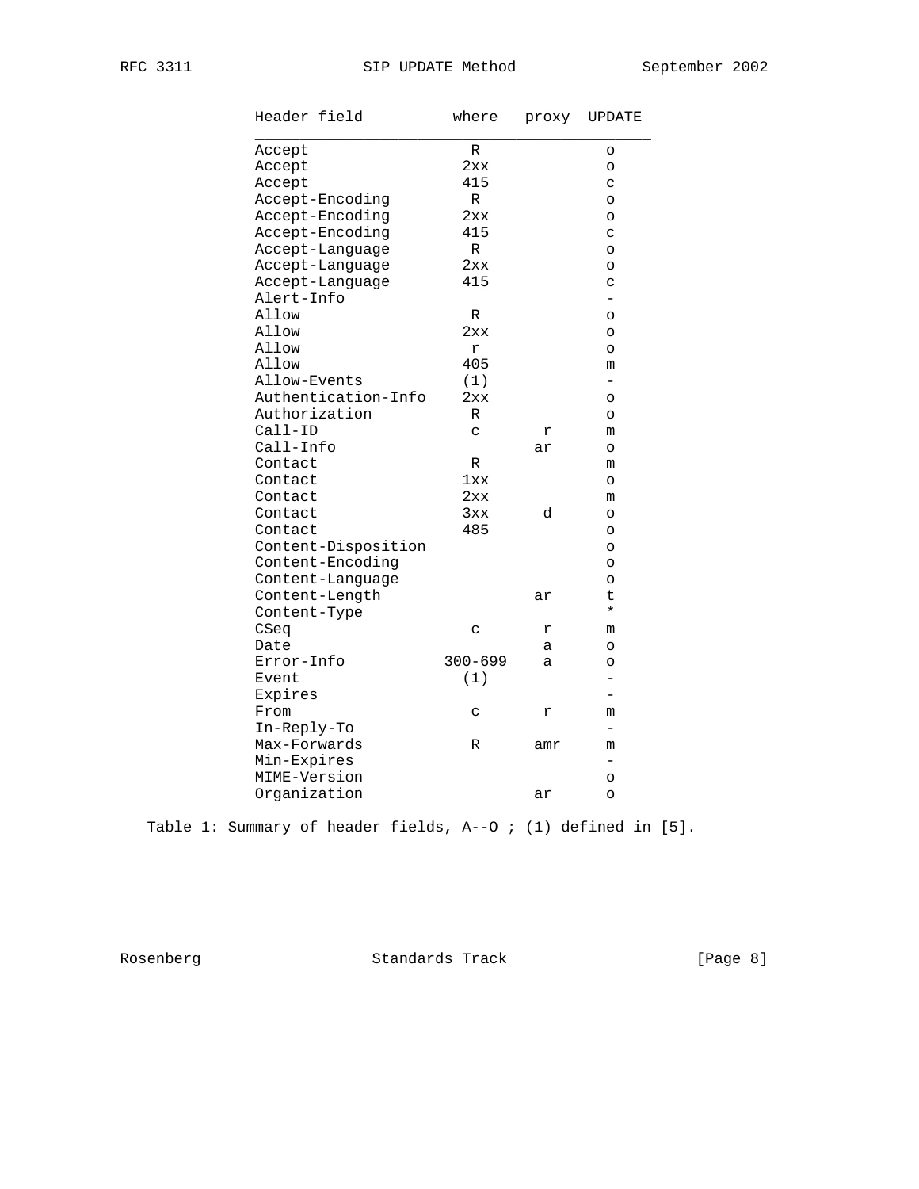| Header field | where | proxy | UPDATE |
|---|---|---|---|
| Accept | R | | o |
| Accept | 2xx | | o |
| Accept | 415 | | c |
| Accept-Encoding | R | | o |
| Accept-Encoding | 2xx | | o |
| Accept-Encoding | 415 | | c |
| Accept-Language | R | | o |
| Accept-Language | 2xx | | o |
| Accept-Language | 415 | | c |
| Alert-Info | | | - |
| Allow | R | | o |
| Allow | 2xx | | o |
| Allow | r | | o |
| Allow | 405 | | m |
| Allow-Events | (1) | | - |
| Authentication-Info | 2xx | | o |
| Authorization | R | | o |
| Call-ID | c | r | m |
| Call-Info | | ar | o |
| Contact | R | | m |
| Contact | 1xx | | o |
| Contact | 2xx | | m |
| Contact | 3xx | d | o |
| Contact | 485 | | o |
| Content-Disposition | | | o |
| Content-Encoding | | | o |
| Content-Language | | | o |
| Content-Length | | ar | t |
| Content-Type | | | * |
| CSeq | c | r | m |
| Date | | a | o |
| Error-Info | 300-699 | a | o |
| Event | (1) | | - |
| Expires | | | - |
| From | c | r | m |
| In-Reply-To | | | - |
| Max-Forwards | R | amr | m |
| Min-Expires | | | - |
| MIME-Version | | | o |
| Organization | | ar | o |

Table 1: Summary of header fields, A--O ; (1) defined in [5].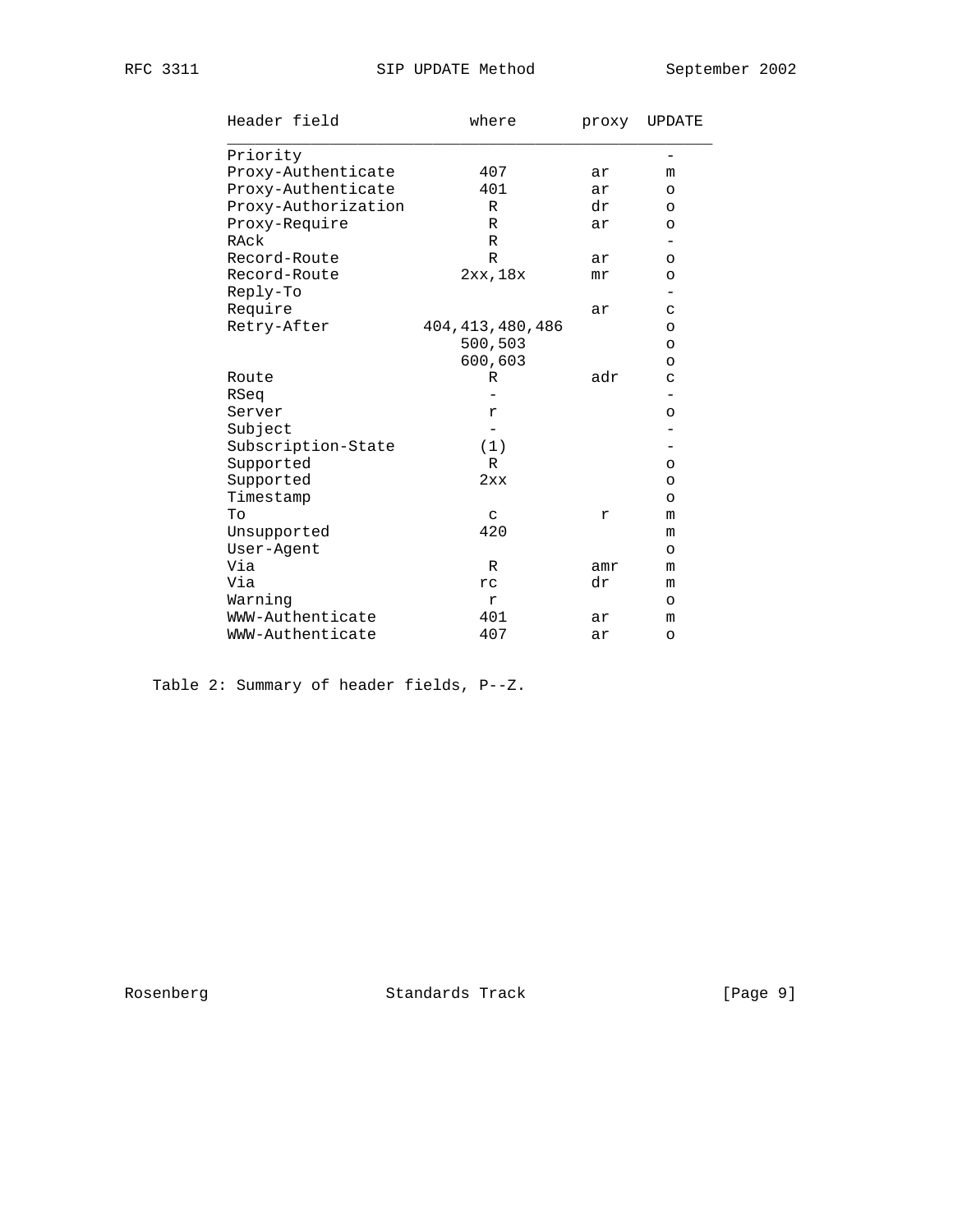| Header field | where | proxy | UPDATE |
|---|---|---|---|
| Priority | | | - |
| Proxy-Authenticate | 407 | ar | m |
| Proxy-Authenticate | 401 | ar | o |
| Proxy-Authorization | R | dr | o |
| Proxy-Require | R | ar | o |
| RAck | R | | - |
| Record-Route | R | ar | o |
| Record-Route | 2xx,18x | mr | o |
| Reply-To | | | - |
| Require | | ar | c |
| Retry-After | 404,413,480,486 | | o |
| | 500,503 | | o |
| | 600,603 | | o |
| Route | R | adr | c |
| RSeq | - | | - |
| Server | r | | o |
| Subject | - | | - |
| Subscription-State | (1) | | - |
| Supported | R | | o |
| Supported | 2xx | | o |
| Timestamp | | | o |
| To | c | r | m |
| Unsupported | 420 | | m |
| User-Agent | | | o |
| Via | R | amr | m |
| Via | rc | dr | m |
| Warning | r | | o |
| WWW-Authenticate | 401 | ar | m |
| WWW-Authenticate | 407 | ar | o |

Table 2: Summary of header fields, P--Z.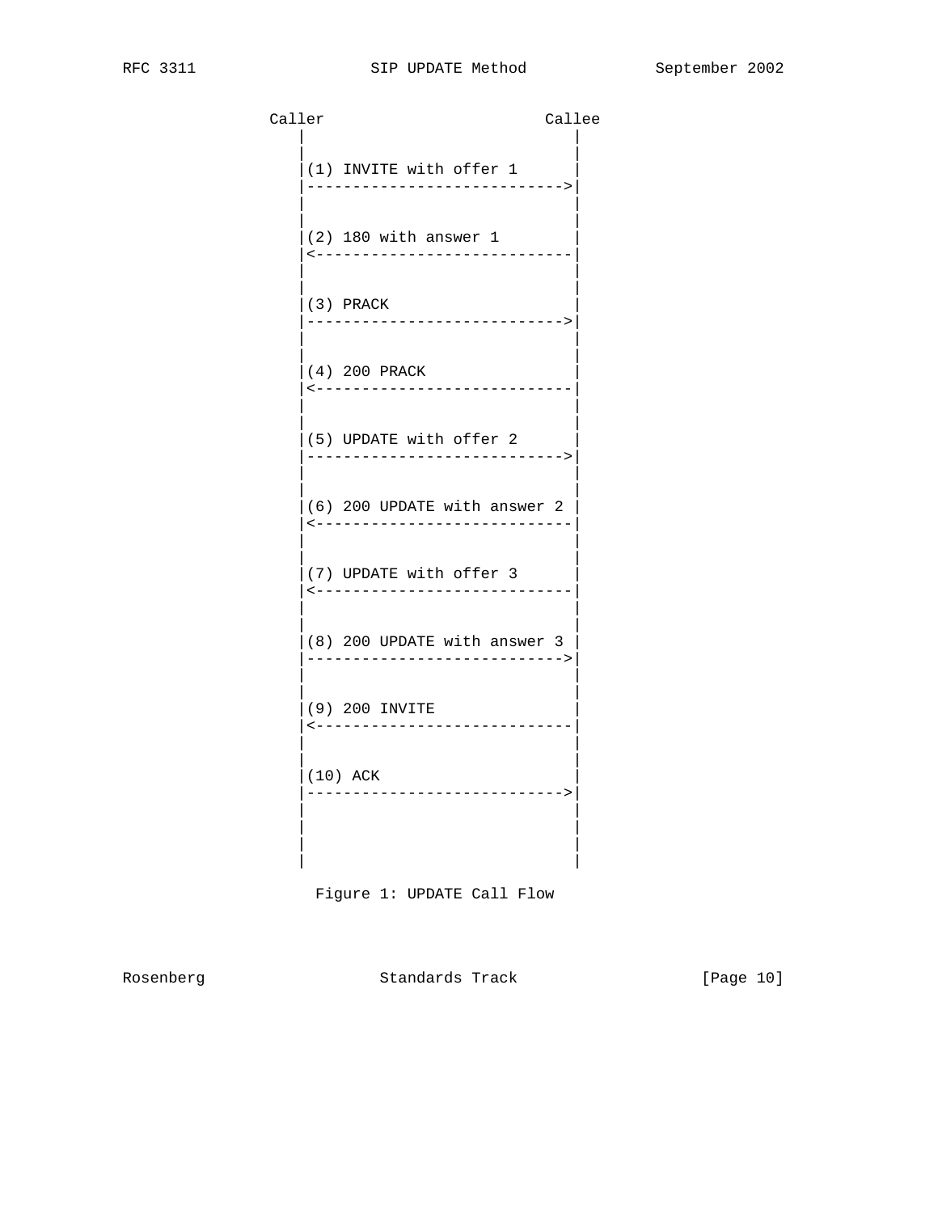```
              Caller                      Callee
                 |                           |
                 |                           |
                 |(1) INVITE with offer 1    |
                 |-------------------------->|
                 |                           |
                 |                           |
                 |(2) 180 with answer 1      |
                 |<--------------------------|
                 |                           |
                 |                           |
                 |(3) PRACK                  |
                 |-------------------------->|
                 |                           |
                 |                           |
                 |(4) 200 PRACK              |
                 |<--------------------------|
                 |                           |
                 |                           |
                 |(5) UPDATE with offer 2    |
                 |-------------------------->|
                 |                           |
                 |                           |
                 |(6) 200 UPDATE with answer 2 |
                 |<--------------------------|
                 |                           |
                 |                           |
                 |(7) UPDATE with offer 3    |
                 |<--------------------------|
                 |                           |
                 |                           |
                 |(8) 200 UPDATE with answer 3 |
                 |-------------------------->|
                 |                           |
                 |                           |
                 |(9) 200 INVITE             |
                 |<--------------------------|
                 |                           |
                 |                           |
                 |(10) ACK                   |
                 |-------------------------->|
                 |                           |
                 |                           |
                 |                           |
                 |                           |
```

Figure 1: UPDATE Call Flow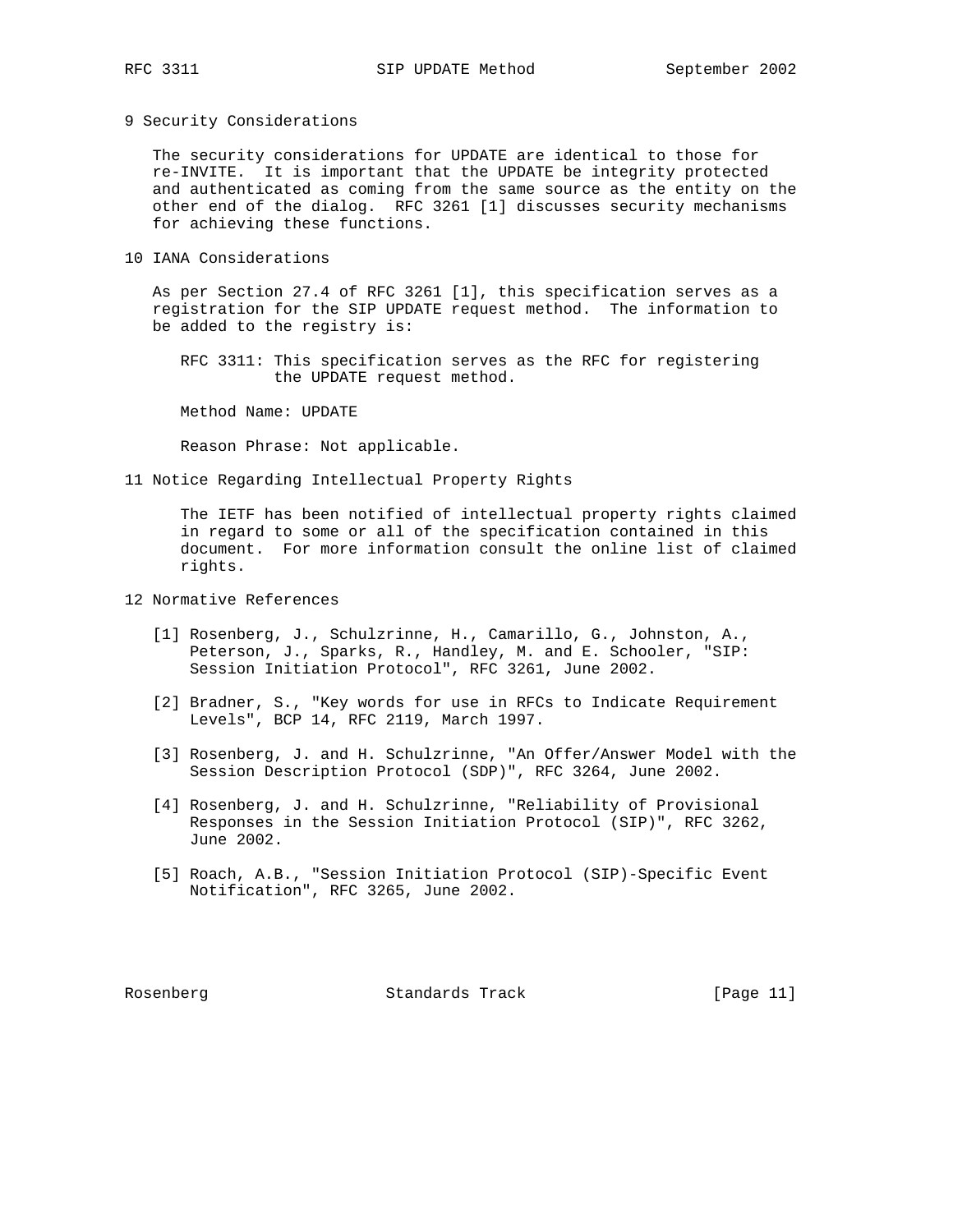## 9 Security Considerations

The security considerations for UPDATE are identical to those for re-INVITE. It is important that the UPDATE be integrity protected and authenticated as coming from the same source as the entity on the other end of the dialog. RFC 3261 [1] discusses security mechanisms for achieving these functions.

## 10 IANA Considerations

As per Section 27.4 of RFC 3261 [1], this specification serves as a registration for the SIP UPDATE request method. The information to be added to the registry is:

RFC 3311: This specification serves as the RFC for registering the UPDATE request method.

Method Name: UPDATE

Reason Phrase: Not applicable.

## 11 Notice Regarding Intellectual Property Rights

The IETF has been notified of intellectual property rights claimed in regard to some or all of the specification contained in this document. For more information consult the online list of claimed rights.

## 12 Normative References

[1] Rosenberg, J., Schulzrinne, H., Camarillo, G., Johnston, A., Peterson, J., Sparks, R., Handley, M. and E. Schooler, "SIP: Session Initiation Protocol", RFC 3261, June 2002.

[2] Bradner, S., "Key words for use in RFCs to Indicate Requirement Levels", BCP 14, RFC 2119, March 1997.

[3] Rosenberg, J. and H. Schulzrinne, "An Offer/Answer Model with the Session Description Protocol (SDP)", RFC 3264, June 2002.

[4] Rosenberg, J. and H. Schulzrinne, "Reliability of Provisional Responses in the Session Initiation Protocol (SIP)", RFC 3262, June 2002.

[5] Roach, A.B., "Session Initiation Protocol (SIP)-Specific Event Notification", RFC 3265, June 2002.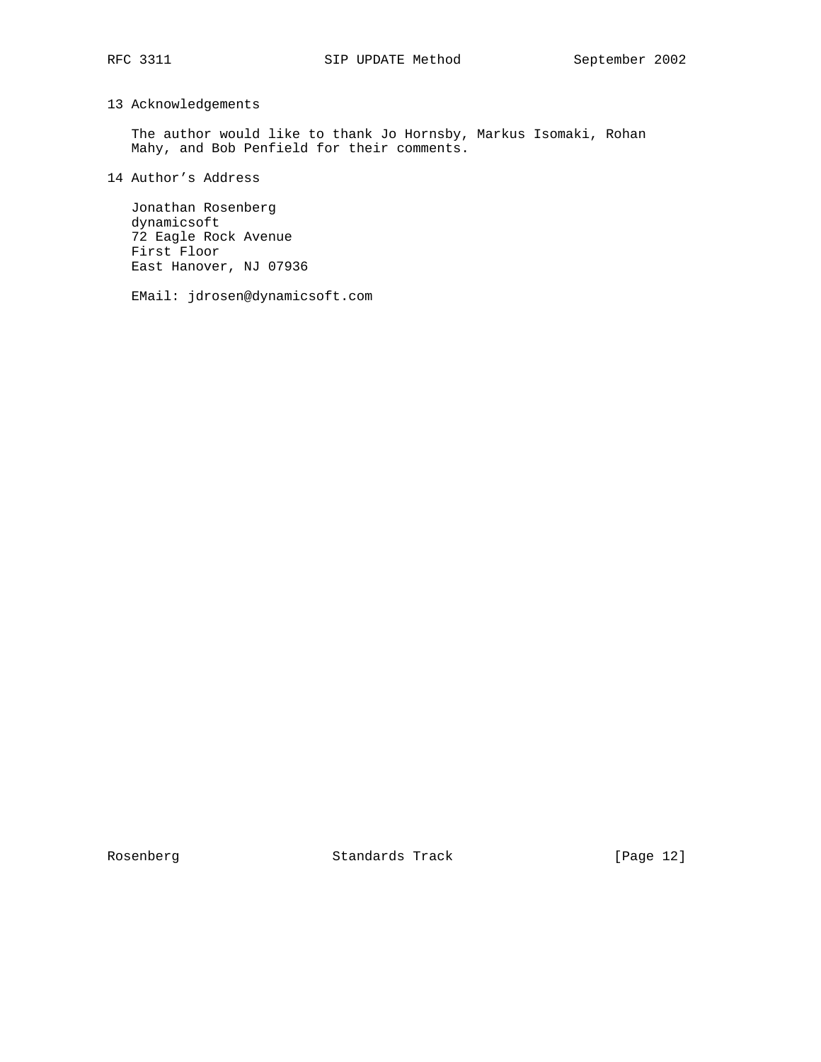## 13 Acknowledgements

The author would like to thank Jo Hornsby, Markus Isomaki, Rohan Mahy, and Bob Penfield for their comments.

## 14 Author's Address

Jonathan Rosenberg
dynamicsoft
72 Eagle Rock Avenue
First Floor
East Hanover, NJ 07936

EMail: jdrosen@dynamicsoft.com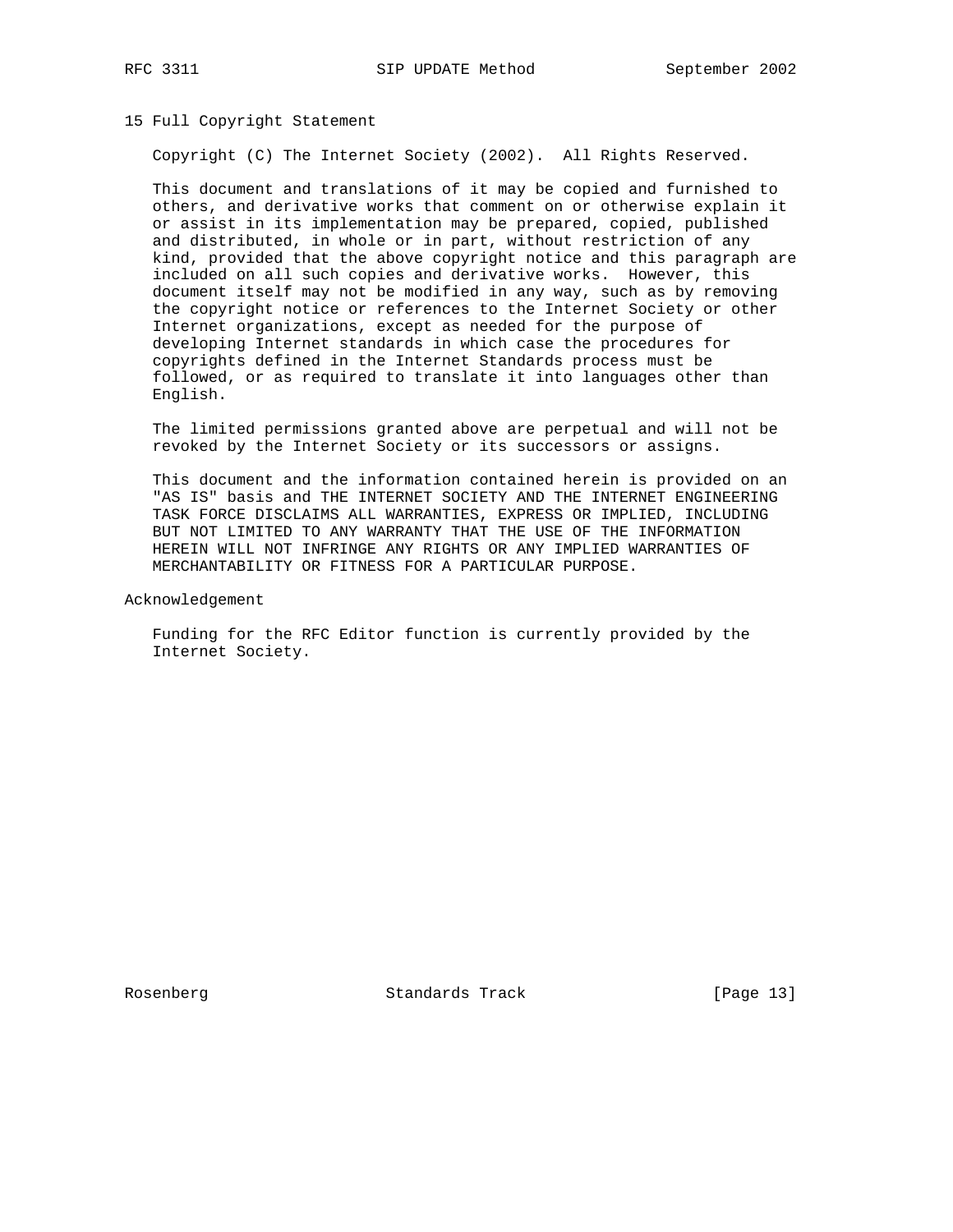## 15 Full Copyright Statement

Copyright (C) The Internet Society (2002). All Rights Reserved.

This document and translations of it may be copied and furnished to others, and derivative works that comment on or otherwise explain it or assist in its implementation may be prepared, copied, published and distributed, in whole or in part, without restriction of any kind, provided that the above copyright notice and this paragraph are included on all such copies and derivative works. However, this document itself may not be modified in any way, such as by removing the copyright notice or references to the Internet Society or other Internet organizations, except as needed for the purpose of developing Internet standards in which case the procedures for copyrights defined in the Internet Standards process must be followed, or as required to translate it into languages other than English.

The limited permissions granted above are perpetual and will not be revoked by the Internet Society or its successors or assigns.

This document and the information contained herein is provided on an "AS IS" basis and THE INTERNET SOCIETY AND THE INTERNET ENGINEERING TASK FORCE DISCLAIMS ALL WARRANTIES, EXPRESS OR IMPLIED, INCLUDING BUT NOT LIMITED TO ANY WARRANTY THAT THE USE OF THE INFORMATION HEREIN WILL NOT INFRINGE ANY RIGHTS OR ANY IMPLIED WARRANTIES OF MERCHANTABILITY OR FITNESS FOR A PARTICULAR PURPOSE.

## Acknowledgement

Funding for the RFC Editor function is currently provided by the Internet Society.